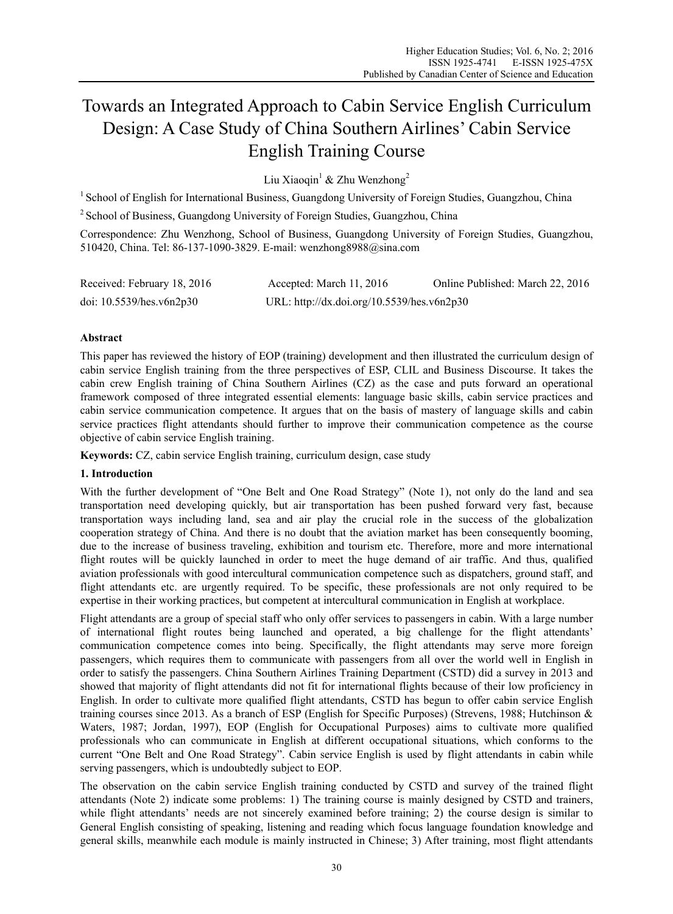# Towards an Integrated Approach to Cabin Service English Curriculum Design: A Case Study of China Southern Airlines' Cabin Service English Training Course

Liu Xiaoqin[1] & Zhu Wenzhong[2]

[1] School of English for International Business, Guangdong University of Foreign Studies, Guangzhou, China

[2] School of Business, Guangdong University of Foreign Studies, Guangzhou, China

Correspondence: Zhu Wenzhong, School of Business, Guangdong University of Foreign Studies, Guangzhou, 510420, China. Tel: 86-137-1090-3829. E-mail: wenzhong8988@sina.com

Received: February 18, 2016 Accepted: March 11, 2016 Online Published: March 22, 2016

doi: 10.5539/hes.v6n2p30 URL: http://dx.doi.org/10.5539/hes.v6n2p30

## Abstract

This paper has reviewed the history of EOP (training) development and then illustrated the curriculum design of cabin service English training from the three perspectives of ESP, CLIL and Business Discourse. It takes the cabin crew English training of China Southern Airlines (CZ) as the case and puts forward an operational framework composed of three integrated essential elements: language basic skills, cabin service practices and cabin service communication competence. It argues that on the basis of mastery of language skills and cabin service practices flight attendants should further to improve their communication competence as the course objective of cabin service English training.

**Keywords:** CZ, cabin service English training, curriculum design, case study

## 1. Introduction

With the further development of "One Belt and One Road Strategy" (Note 1), not only do the land and sea transportation need developing quickly, but air transportation has been pushed forward very fast, because transportation ways including land, sea and air play the crucial role in the success of the globalization cooperation strategy of China. And there is no doubt that the aviation market has been consequently booming, due to the increase of business traveling, exhibition and tourism etc. Therefore, more and more international flight routes will be quickly launched in order to meet the huge demand of air traffic. And thus, qualified aviation professionals with good intercultural communication competence such as dispatchers, ground staff, and flight attendants etc. are urgently required. To be specific, these professionals are not only required to be expertise in their working practices, but competent at intercultural communication in English at workplace.

Flight attendants are a group of special staff who only offer services to passengers in cabin. With a large number of international flight routes being launched and operated, a big challenge for the flight attendants' communication competence comes into being. Specifically, the flight attendants may serve more foreign passengers, which requires them to communicate with passengers from all over the world well in English in order to satisfy the passengers. China Southern Airlines Training Department (CSTD) did a survey in 2013 and showed that majority of flight attendants did not fit for international flights because of their low proficiency in English. In order to cultivate more qualified flight attendants, CSTD has begun to offer cabin service English training courses since 2013. As a branch of ESP (English for Specific Purposes) (Strevens, 1988; Hutchinson & Waters, 1987; Jordan, 1997), EOP (English for Occupational Purposes) aims to cultivate more qualified professionals who can communicate in English at different occupational situations, which conforms to the current "One Belt and One Road Strategy". Cabin service English is used by flight attendants in cabin while serving passengers, which is undoubtedly subject to EOP.

The observation on the cabin service English training conducted by CSTD and survey of the trained flight attendants (Note 2) indicate some problems: 1) The training course is mainly designed by CSTD and trainers, while flight attendants' needs are not sincerely examined before training; 2) the course design is similar to General English consisting of speaking, listening and reading which focus language foundation knowledge and general skills, meanwhile each module is mainly instructed in Chinese; 3) After training, most flight attendants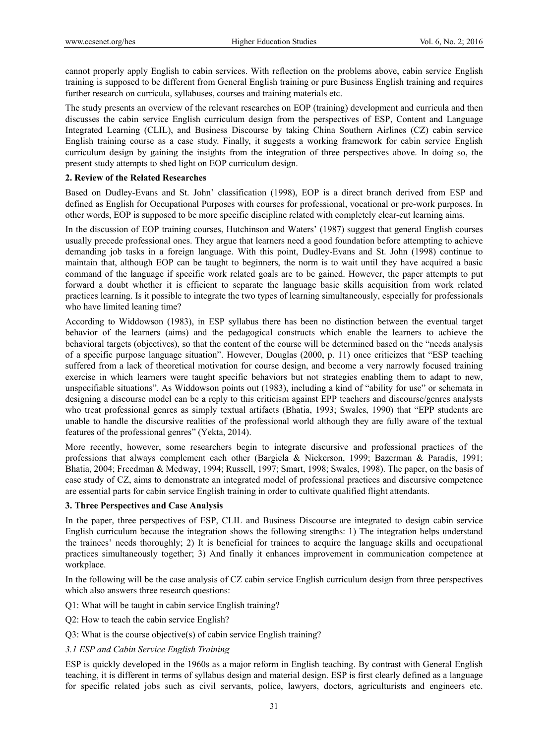cannot properly apply English to cabin services. With reflection on the problems above, cabin service English training is supposed to be different from General English training or pure Business English training and requires further research on curricula, syllabuses, courses and training materials etc.

The study presents an overview of the relevant researches on EOP (training) development and curricula and then discusses the cabin service English curriculum design from the perspectives of ESP, Content and Language Integrated Learning (CLIL), and Business Discourse by taking China Southern Airlines (CZ) cabin service English training course as a case study. Finally, it suggests a working framework for cabin service English curriculum design by gaining the insights from the integration of three perspectives above. In doing so, the present study attempts to shed light on EOP curriculum design.

## 2. Review of the Related Researches

Based on Dudley-Evans and St. John' classification (1998), EOP is a direct branch derived from ESP and defined as English for Occupational Purposes with courses for professional, vocational or pre-work purposes. In other words, EOP is supposed to be more specific discipline related with completely clear-cut learning aims.

In the discussion of EOP training courses, Hutchinson and Waters' (1987) suggest that general English courses usually precede professional ones. They argue that learners need a good foundation before attempting to achieve demanding job tasks in a foreign language. With this point, Dudley-Evans and St. John (1998) continue to maintain that, although EOP can be taught to beginners, the norm is to wait until they have acquired a basic command of the language if specific work related goals are to be gained. However, the paper attempts to put forward a doubt whether it is efficient to separate the language basic skills acquisition from work related practices learning. Is it possible to integrate the two types of learning simultaneously, especially for professionals who have limited leaning time?

According to Widdowson (1983), in ESP syllabus there has been no distinction between the eventual target behavior of the learners (aims) and the pedagogical constructs which enable the learners to achieve the behavioral targets (objectives), so that the content of the course will be determined based on the "needs analysis of a specific purpose language situation". However, Douglas (2000, p. 11) once criticizes that "ESP teaching suffered from a lack of theoretical motivation for course design, and become a very narrowly focused training exercise in which learners were taught specific behaviors but not strategies enabling them to adapt to new, unspecifiable situations". As Widdowson points out (1983), including a kind of "ability for use" or schemata in designing a discourse model can be a reply to this criticism against EPP teachers and discourse/genres analysts who treat professional genres as simply textual artifacts (Bhatia, 1993; Swales, 1990) that "EPP students are unable to handle the discursive realities of the professional world although they are fully aware of the textual features of the professional genres" (Yekta, 2014).

More recently, however, some researchers begin to integrate discursive and professional practices of the professions that always complement each other (Bargiela & Nickerson, 1999; Bazerman & Paradis, 1991; Bhatia, 2004; Freedman & Medway, 1994; Russell, 1997; Smart, 1998; Swales, 1998). The paper, on the basis of case study of CZ, aims to demonstrate an integrated model of professional practices and discursive competence are essential parts for cabin service English training in order to cultivate qualified flight attendants.

## 3. Three Perspectives and Case Analysis

In the paper, three perspectives of ESP, CLIL and Business Discourse are integrated to design cabin service English curriculum because the integration shows the following strengths: 1) The integration helps understand the trainees' needs thoroughly; 2) It is beneficial for trainees to acquire the language skills and occupational practices simultaneously together; 3) And finally it enhances improvement in communication competence at workplace.

In the following will be the case analysis of CZ cabin service English curriculum design from three perspectives which also answers three research questions:

Q1: What will be taught in cabin service English training?

Q2: How to teach the cabin service English?

Q3: What is the course objective(s) of cabin service English training?

### *3.1 ESP and Cabin Service English Training*

ESP is quickly developed in the 1960s as a major reform in English teaching. By contrast with General English teaching, it is different in terms of syllabus design and material design. ESP is first clearly defined as a language for specific related jobs such as civil servants, police, lawyers, doctors, agriculturists and engineers etc.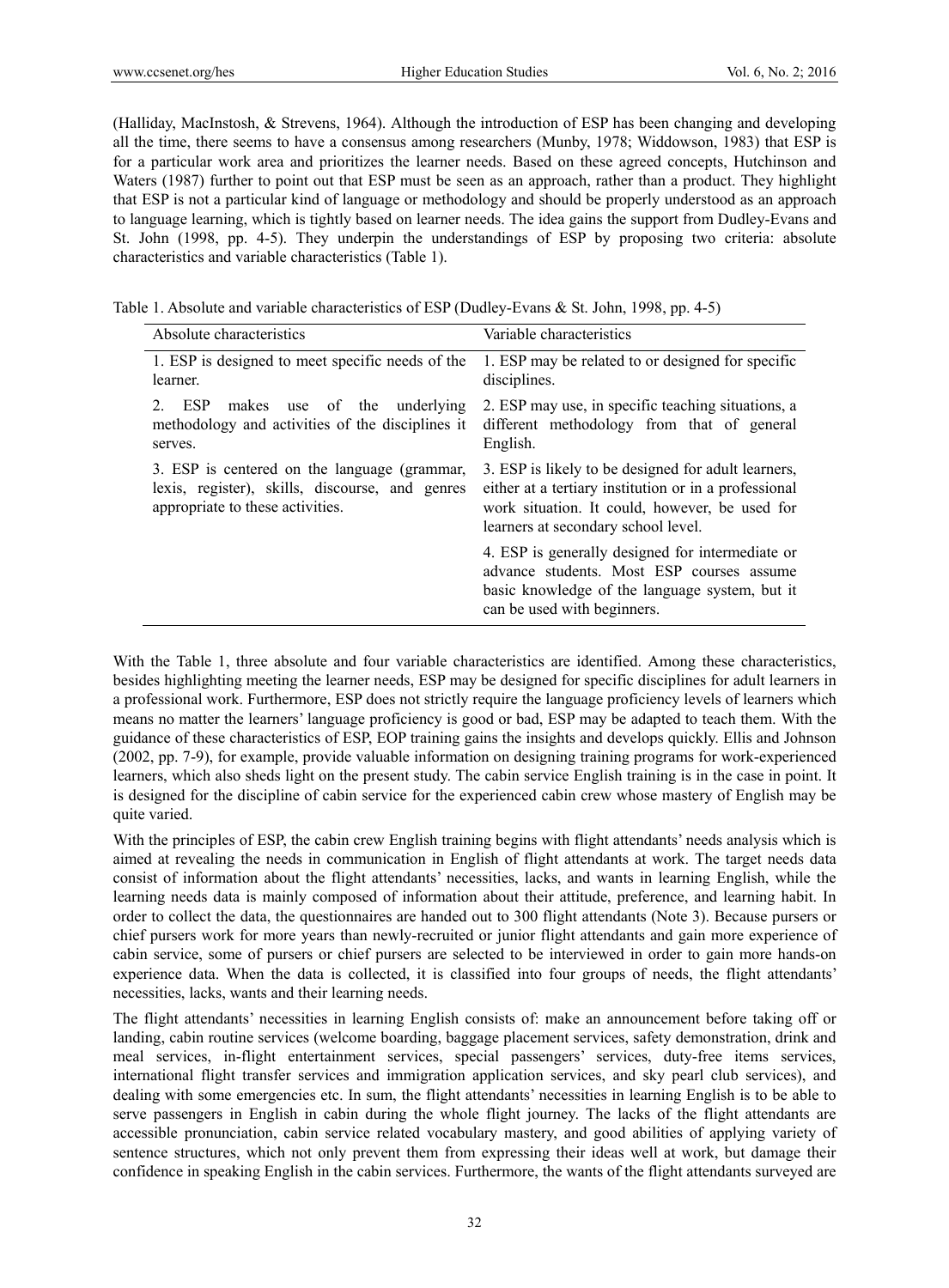(Halliday, MacInstosh, & Strevens, 1964). Although the introduction of ESP has been changing and developing all the time, there seems to have a consensus among researchers (Munby, 1978; Widdowson, 1983) that ESP is for a particular work area and prioritizes the learner needs. Based on these agreed concepts, Hutchinson and Waters (1987) further to point out that ESP must be seen as an approach, rather than a product. They highlight ESP is not a particular kind of language or methodology and should be properly understood as an approach to language learning, which is tightly based on learner needs. The idea gains the support from Dudley-Evans and St. John (1998, pp. 4-5). They underpin the understandings of ESP by proposing two criteria: absolute characteristics and variable characteristics (Table 1).

Table 1. Absolute and variable characteristics of ESP (Dudley-Evans & St. John, 1998, pp. 4-5)

| Absolute characteristics | Variable characteristics |
|---|---|
| 1. ESP is designed to meet specific needs of the learner. | 1. ESP may be related to or designed for specific disciplines. |
| 2. ESP makes use of the underlying methodology and activities of the disciplines it serves. | 2. ESP may use, in specific teaching situations, a different methodology from that of general English. |
| 3. ESP is centered on the language (grammar, lexis, register), skills, discourse, and genres appropriate to these activities. | 3. ESP is likely to be designed for adult learners, either at a tertiary institution or in a professional work situation. It could, however, be used for learners at secondary school level. |
| | 4. ESP is generally designed for intermediate or advance students. Most ESP courses assume basic knowledge of the language system, but it can be used with beginners. |

With the Table 1, three absolute and four variable characteristics are identified. Among these characteristics, besides highlighting meeting the learner needs, ESP may be designed for specific disciplines for adult learners in a professional work. Furthermore, ESP does not strictly require the language proficiency levels of learners which means no matter the learners' language proficiency is good or bad, ESP may be adapted to teach them. With the guidance of these characteristics of ESP, EOP training gains the insights and develops quickly. Ellis and Johnson (2002, pp. 7-9), for example, provide valuable information on designing training programs for work-experienced learners, which also sheds light on the present study. The cabin service English training is in the case in point. It is designed for the discipline of cabin service for the experienced cabin crew whose mastery of English may be quite varied.

With the principles of ESP, the cabin crew English training begins with flight attendants' needs analysis which is aimed at revealing the needs in communication in English of flight attendants at work. The target needs data consist of information about the flight attendants' necessities, lacks, and wants in learning English, while the learning needs data is mainly composed of information about their attitude, preference, and learning habit. In order to collect the data, the questionnaires are handed out to 300 flight attendants (Note 3). Because pursers or chief pursers work for more years than newly-recruited or junior flight attendants and gain more experience of cabin service, some of pursers or chief pursers are selected to be interviewed in order to gain more hands-on experience data. When the data is collected, it is classified into four groups of needs, the flight attendants' necessities, lacks, wants and their learning needs.

The flight attendants' necessities in learning English consists of: make an announcement before taking off or landing, cabin routine services (welcome boarding, baggage placement services, safety demonstration, drink and meal services, in-flight entertainment services, special passengers' services, duty-free items services, international flight transfer services and immigration application services, and sky pearl club services), and dealing with some emergencies etc. In sum, the flight attendants' necessities in learning English is to be able to serve passengers in English in cabin during the whole flight journey. The lacks of the flight attendants are accessible pronunciation, cabin service related vocabulary mastery, and good abilities of applying variety of sentence structures, which not only prevent them from expressing their ideas well at work, but damage their confidence in speaking English in the cabin services. Furthermore, the wants of the flight attendants surveyed are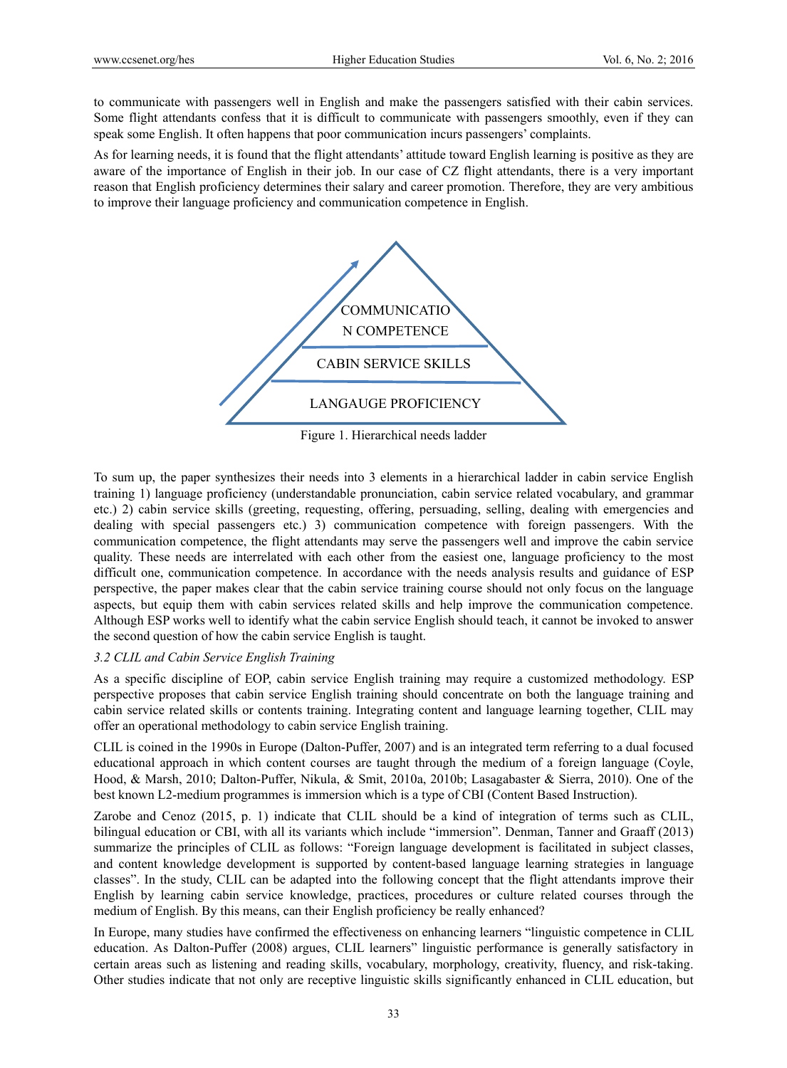to communicate with passengers well in English and make the passengers satisfied with their cabin services. Some flight attendants confess that it is difficult to communicate with passengers smoothly, even if they can speak some English. It often happens that poor communication incurs passengers' complaints.

As for learning needs, it is found that the flight attendants' attitude toward English learning is positive as they are aware of the importance of English in their job. In our case of CZ flight attendants, there is a very important reason that English proficiency determines their salary and career promotion. Therefore, they are very ambitious to improve their language proficiency and communication competence in English.

COMMUNICATION COMPETENCE

CABIN SERVICE SKILLS

LANGAUGE PROFICIENCY

Figure 1. Hierarchical needs ladder

To sum up, the paper synthesizes their needs into 3 elements in a hierarchical ladder in cabin service English training 1) language proficiency (understandable pronunciation, cabin service related vocabulary, and grammar etc.) 2) cabin service skills (greeting, requesting, offering, persuading, selling, dealing with emergencies and dealing with special passengers etc.) 3) communication competence with foreign passengers. With the communication competence, the flight attendants may serve the passengers well and improve the cabin service quality. These needs are interrelated with each other from the easiest one, language proficiency to the most difficult one, communication competence. In accordance with the needs analysis results and guidance of ESP perspective, the paper makes clear that the cabin service training course should not only focus on the language aspects, but equip them with cabin services related skills and help improve the communication competence. Although ESP works well to identify what the cabin service English should teach, it cannot be invoked to answer the second question of how the cabin service English is taught.

*3.2 CLIL and Cabin Service English Training*

As a specific discipline of EOP, cabin service English training may require a customized methodology. ESP perspective proposes that cabin service English training should concentrate on both the language training and cabin service related skills or contents training. Integrating content and language learning together, CLIL may offer an operational methodology to cabin service English training.

CLIL is coined in the 1990s in Europe (Dalton-Puffer, 2007) and is an integrated term referring to a dual focused educational approach in which content courses are taught through the medium of a foreign language (Coyle, Hood, & Marsh, 2010; Dalton-Puffer, Nikula, & Smit, 2010a, 2010b; Lasagabaster & Sierra, 2010). One of the best known L2-medium programmes is immersion which is a type of CBI (Content Based Instruction).

Zarobe and Cenoz (2015, p. 1) indicate that CLIL should be a kind of integration of terms such as CLIL, bilingual education or CBI, with all its variants which include "immersion". Denman, Tanner and Graaff (2013) summarize the principles of CLIL as follows: "Foreign language development is facilitated in subject classes, and content knowledge development is supported by content-based language learning strategies in language classes". In the study, CLIL can be adapted into the following concept that the flight attendants improve their English by learning cabin service knowledge, practices, procedures or culture related courses through the medium of English. By this means, can their English proficiency be really enhanced?

In Europe, many studies have confirmed the effectiveness on enhancing learners "linguistic competence in CLIL education. As Dalton-Puffer (2008) argues, CLIL learners" linguistic performance is generally satisfactory in certain areas such as listening and reading skills, vocabulary, morphology, creativity, fluency, and risk-taking. Other studies indicate that not only are receptive linguistic skills significantly enhanced in CLIL education, but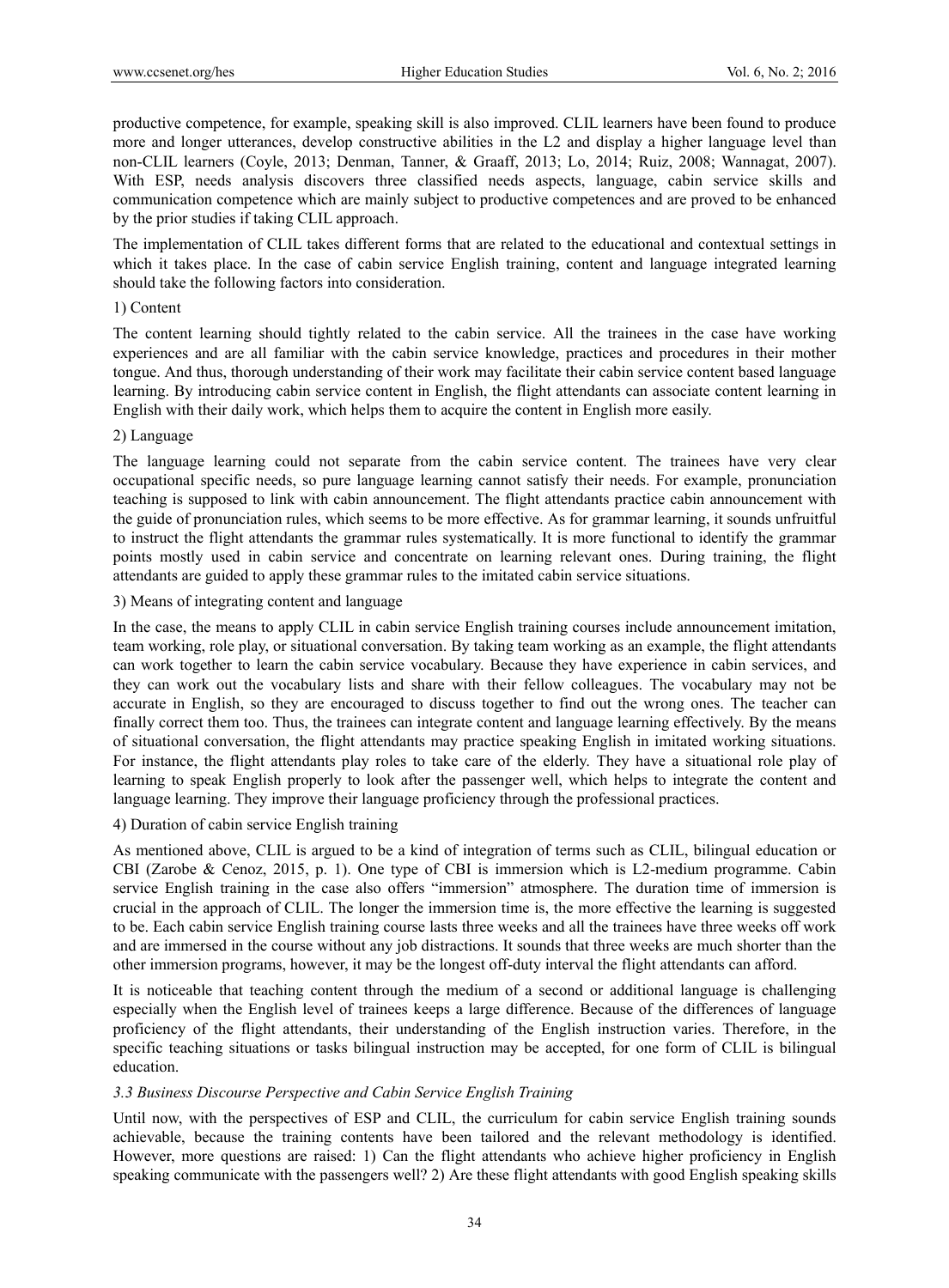productive competence, for example, speaking skill is also improved. CLIL learners have been found to produce more and longer utterances, develop constructive abilities in the L2 and display a higher language level than non-CLIL learners (Coyle, 2013; Denman, Tanner, & Graaff, 2013; Lo, 2014; Ruiz, 2008; Wannagat, 2007). With ESP, needs analysis discovers three classified needs aspects, language, cabin service skills and communication competence which are mainly subject to productive competences and are proved to be enhanced by the prior studies if taking CLIL approach.

The implementation of CLIL takes different forms that are related to the educational and contextual settings in which it takes place. In the case of cabin service English training, content and language integrated learning should take the following factors into consideration.

1) Content

The content learning should tightly related to the cabin service. All the trainees in the case have working experiences and are all familiar with the cabin service knowledge, practices and procedures in their mother tongue. And thus, thorough understanding of their work may facilitate their cabin service content based language learning. By introducing cabin service content in English, the flight attendants can associate content learning in English with their daily work, which helps them to acquire the content in English more easily.

2) Language

The language learning could not separate from the cabin service content. The trainees have very clear occupational specific needs, so pure language learning cannot satisfy their needs. For example, pronunciation teaching is supposed to link with cabin announcement. The flight attendants practice cabin announcement with the guide of pronunciation rules, which seems to be more effective. As for grammar learning, it sounds unfruitful to instruct the flight attendants the grammar rules systematically. It is more functional to identify the grammar points mostly used in cabin service and concentrate on learning relevant ones. During training, the flight attendants are guided to apply these grammar rules to the imitated cabin service situations.

3) Means of integrating content and language

In the case, the means to apply CLIL in cabin service English training courses include announcement imitation, team working, role play, or situational conversation. By taking team working as an example, the flight attendants can work together to learn the cabin service vocabulary. Because they have experience in cabin services, and they can work out the vocabulary lists and share with their fellow colleagues. The vocabulary may not be accurate in English, so they are encouraged to discuss together to find out the wrong ones. The teacher can finally correct them too. Thus, the trainees can integrate content and language learning effectively. By the means of situational conversation, the flight attendants may practice speaking English in imitated working situations. For instance, the flight attendants play roles to take care of the elderly. They have a situational role play of learning to speak English properly to look after the passenger well, which helps to integrate the content and language learning. They improve their language proficiency through the professional practices.

4) Duration of cabin service English training

As mentioned above, CLIL is argued to be a kind of integration of terms such as CLIL, bilingual education or CBI (Zarobe & Cenoz, 2015, p. 1). One type of CBI is immersion which is L2-medium programme. Cabin service English training in the case also offers "immersion" atmosphere. The duration time of immersion is crucial in the approach of CLIL. The longer the immersion time is, the more effective the learning is suggested to be. Each cabin service English training course lasts three weeks and all the trainees have three weeks off work and are immersed in the course without any job distractions. It sounds that three weeks are much shorter than the other immersion programs, however, it may be the longest off-duty interval the flight attendants can afford.

It is noticeable that teaching content through the medium of a second or additional language is challenging especially when the English level of trainees keeps a large difference. Because of the differences of language proficiency of the flight attendants, their understanding of the English instruction varies. Therefore, in the specific teaching situations or tasks bilingual instruction may be accepted, for one form of CLIL is bilingual education.

### *3.3 Business Discourse Perspective and Cabin Service English Training*

Until now, with the perspectives of ESP and CLIL, the curriculum for cabin service English training sounds achievable, because the training contents have been tailored and the relevant methodology is identified. However, more questions are raised: 1) Can the flight attendants who achieve higher proficiency in English speaking communicate with the passengers well? 2) Are these flight attendants with good English speaking skills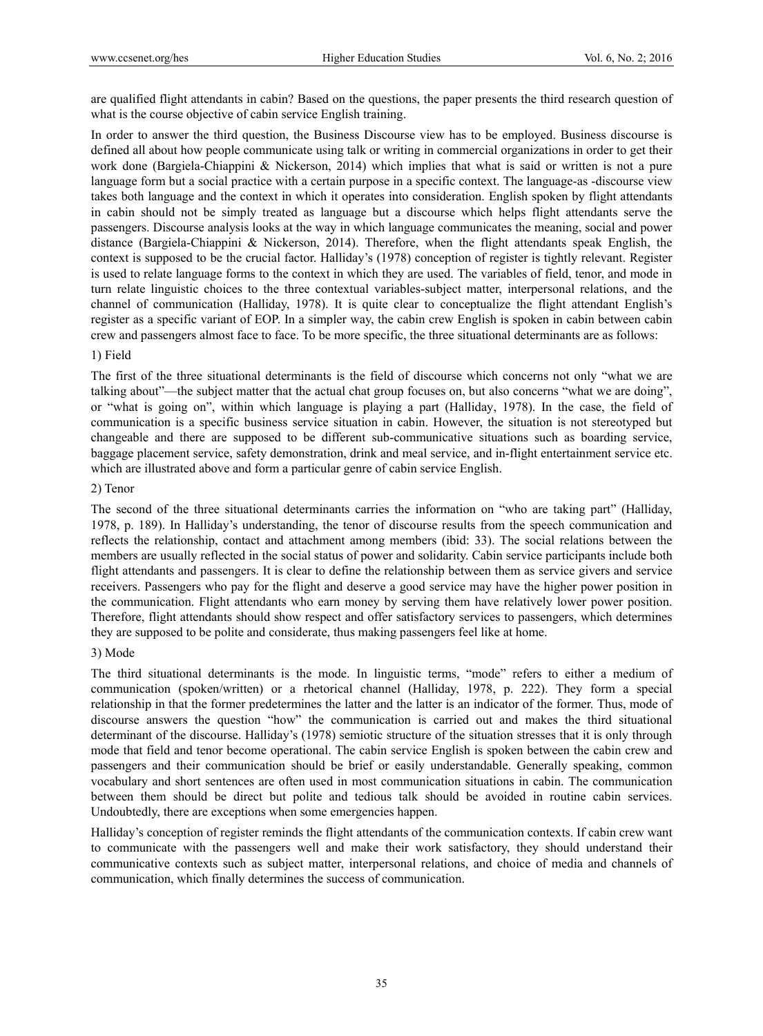are qualified flight attendants in cabin? Based on the questions, the paper presents the third research question of what is the course objective of cabin service English training.

In order to answer the third question, the Business Discourse view has to be employed. Business discourse is defined all about how people communicate using talk or writing in commercial organizations in order to get their work done (Bargiela-Chiappini & Nickerson, 2014) which implies that what is said or written is not a pure language form but a social practice with a certain purpose in a specific context. The language-as -discourse view takes both language and the context in which it operates into consideration. English spoken by flight attendants in cabin should not be simply treated as language but a discourse which helps flight attendants serve the passengers. Discourse analysis looks at the way in which language communicates the meaning, social and power distance (Bargiela-Chiappini & Nickerson, 2014). Therefore, when the flight attendants speak English, the context is supposed to be the crucial factor. Halliday's (1978) conception of register is tightly relevant. Register is used to relate language forms to the context in which they are used. The variables of field, tenor, and mode in turn relate linguistic choices to the three contextual variables-subject matter, interpersonal relations, and the channel of communication (Halliday, 1978). It is quite clear to conceptualize the flight attendant English's register as a specific variant of EOP. In a simpler way, the cabin crew English is spoken in cabin between cabin crew and passengers almost face to face. To be more specific, the three situational determinants are as follows:

1) Field

The first of the three situational determinants is the field of discourse which concerns not only "what we are talking about"—the subject matter that the actual chat group focuses on, but also concerns "what we are doing", or "what is going on", within which language is playing a part (Halliday, 1978). In the case, the field of communication is a specific business service situation in cabin. However, the situation is not stereotyped but changeable and there are supposed to be different sub-communicative situations such as boarding service, baggage placement service, safety demonstration, drink and meal service, and in-flight entertainment service etc. which are illustrated above and form a particular genre of cabin service English.

2) Tenor

The second of the three situational determinants carries the information on "who are taking part" (Halliday, 1978, p. 189). In Halliday's understanding, the tenor of discourse results from the speech communication and reflects the relationship, contact and attachment among members (ibid: 33). The social relations between the members are usually reflected in the social status of power and solidarity. Cabin service participants include both flight attendants and passengers. It is clear to define the relationship between them as service givers and service receivers. Passengers who pay for the flight and deserve a good service may have the higher power position in the communication. Flight attendants who earn money by serving them have relatively lower power position. Therefore, flight attendants should show respect and offer satisfactory services to passengers, which determines they are supposed to be polite and considerate, thus making passengers feel like at home.

3) Mode

The third situational determinants is the mode. In linguistic terms, "mode" refers to either a medium of communication (spoken/written) or a rhetorical channel (Halliday, 1978, p. 222). They form a special relationship in that the former predetermines the latter and the latter is an indicator of the former. Thus, mode of discourse answers the question "how" the communication is carried out and makes the third situational determinant of the discourse. Halliday's (1978) semiotic structure of the situation stresses that it is only through mode that field and tenor become operational. The cabin service English is spoken between the cabin crew and passengers and their communication should be brief or easily understandable. Generally speaking, common vocabulary and short sentences are often used in most communication situations in cabin. The communication between them should be direct but polite and tedious talk should be avoided in routine cabin services. Undoubtedly, there are exceptions when some emergencies happen.

Halliday's conception of register reminds the flight attendants of the communication contexts. If cabin crew want to communicate with the passengers well and make their work satisfactory, they should understand their communicative contexts such as subject matter, interpersonal relations, and choice of media and channels of communication, which finally determines the success of communication.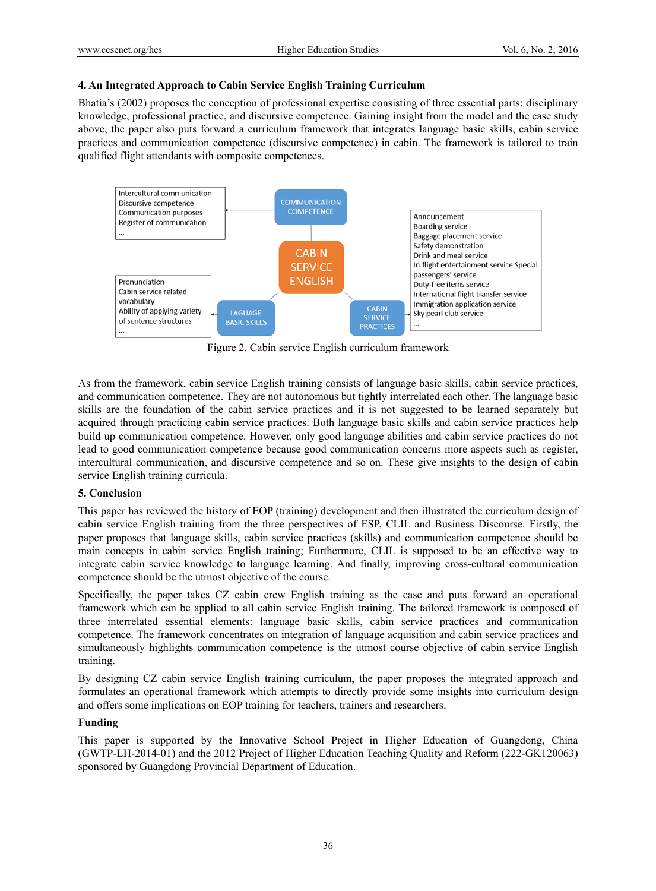### 4. An Integrated Approach to Cabin Service English Training Curriculum

Bhatia's (2002) proposes the conception of professional expertise consisting of three essential parts: disciplinary knowledge, professional practice, and discursive competence. Gaining insight from the model and the case study above, the paper also puts forward a curriculum framework that integrates language basic skills, cabin service practices and communication competence (discursive competence) in cabin. The framework is tailored to train qualified flight attendants with composite competences.

CABIN SERVICE ENGLISH

COMMUNICATION COMPETENCE

Intercultural communication
Discursive competence
Communication purposes
Register of communication
...

LAGUAGE BASIC SKILLS

Pronunciation
Cabin service related vocabulary
Ability of applying variety of sentence structures
...

CABIN SERVICE PRACTICES

Announcement
Boarding service
Baggage placement service
Safety demonstration
Drink and meal service
In-flight entertainment service Special passengers' service
Duty-free items service
International flight transfer service
Immigration application service
Sky pearl club service
...

Figure 2. Cabin service English curriculum framework

As from the framework, cabin service English training consists of language basic skills, cabin service practices, and communication competence. They are not autonomous but tightly interrelated each other. The language basic skills are the foundation of the cabin service practices and it is not suggested to be learned separately but acquired through practicing cabin service practices. Both language basic skills and cabin service practices help build up communication competence. However, only good language abilities and cabin service practices do not lead to good communication competence because good communication concerns more aspects such as register, intercultural communication, and discursive competence and so on. These give insights to the design of cabin service English training curricula.

### 5. Conclusion

This paper has reviewed the history of EOP (training) development and then illustrated the curriculum design of cabin service English training from the three perspectives of ESP, CLIL and Business Discourse. Firstly, the paper proposes that language skills, cabin service practices (skills) and communication competence should be main concepts in cabin service English training; Furthermore, CLIL is supposed to be an effective way to integrate cabin service knowledge to language learning. And finally, improving cross-cultural communication competence should be the utmost objective of the course.

Specifically, the paper takes CZ cabin crew English training as the case and puts forward an operational framework which can be applied to all cabin service English training. The tailored framework is composed of three interrelated essential elements: language basic skills, cabin service practices and communication competence. The framework concentrates on integration of language acquisition and cabin service practices and simultaneously highlights communication competence is the utmost course objective of cabin service English training.

By designing CZ cabin service English training curriculum, the paper proposes the integrated approach and formulates an operational framework which attempts to directly provide some insights into curriculum design and offers some implications on EOP training for teachers, trainers and researchers.

### Funding

This paper is supported by the Innovative School Project in Higher Education of Guangdong, China (GWTP-LH-2014-01) and the 2012 Project of Higher Education Teaching Quality and Reform (222-GK120063) sponsored by Guangdong Provincial Department of Education.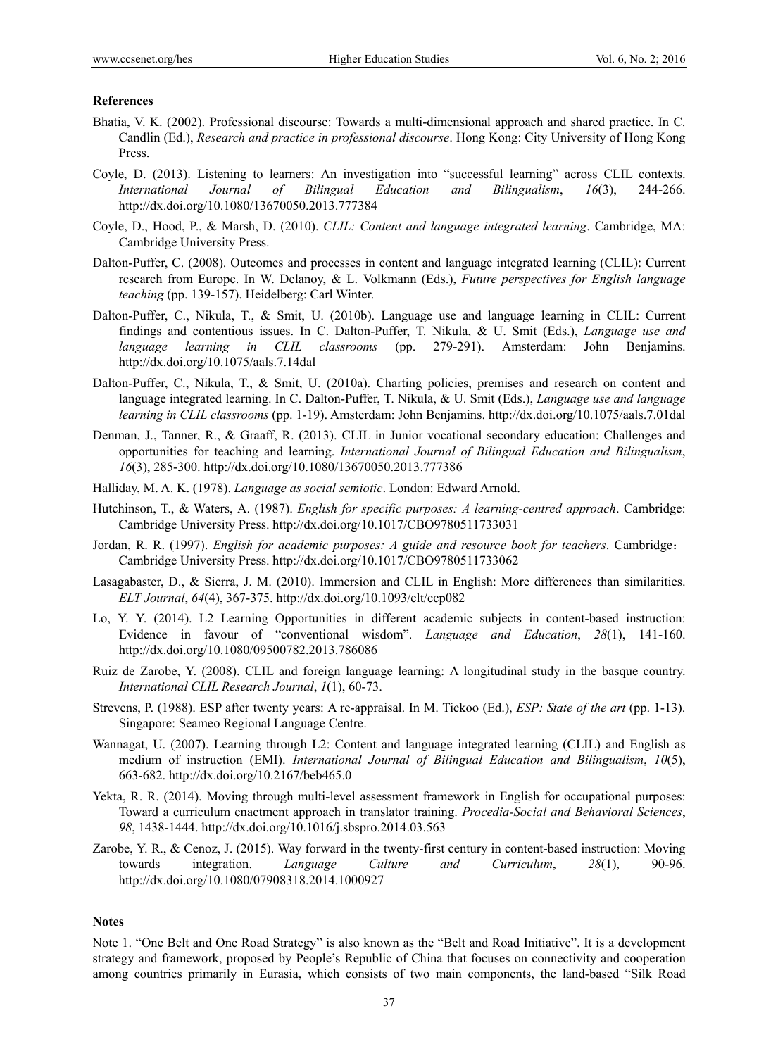## References

Bhatia, V. K. (2002). Professional discourse: Towards a multi-dimensional approach and shared practice. In C. Candlin (Ed.), *Research and practice in professional discourse*. Hong Kong: City University of Hong Kong Press.

Coyle, D. (2013). Listening to learners: An investigation into "successful learning" across CLIL contexts. *International Journal of Bilingual Education and Bilingualism*, *16*(3), 244-266. http://dx.doi.org/10.1080/13670050.2013.777384

Coyle, D., Hood, P., & Marsh, D. (2010). *CLIL: Content and language integrated learning*. Cambridge, MA: Cambridge University Press.

Dalton-Puffer, C. (2008). Outcomes and processes in content and language integrated learning (CLIL): Current research from Europe. In W. Delanoy, & L. Volkmann (Eds.), *Future perspectives for English language teaching* (pp. 139-157). Heidelberg: Carl Winter.

Dalton-Puffer, C., Nikula, T., & Smit, U. (2010b). Language use and language learning in CLIL: Current findings and contentious issues. In C. Dalton-Puffer, T. Nikula, & U. Smit (Eds.), *Language use and language learning in CLIL classrooms* (pp. 279-291). Amsterdam: John Benjamins. http://dx.doi.org/10.1075/aals.7.14dal

Dalton-Puffer, C., Nikula, T., & Smit, U. (2010a). Charting policies, premises and research on content and language integrated learning. In C. Dalton-Puffer, T. Nikula, & U. Smit (Eds.), *Language use and language learning in CLIL classrooms* (pp. 1-19). Amsterdam: John Benjamins. http://dx.doi.org/10.1075/aals.7.01dal

Denman, J., Tanner, R., & Graaff, R. (2013). CLIL in Junior vocational secondary education: Challenges and opportunities for teaching and learning. *International Journal of Bilingual Education and Bilingualism*, *16*(3), 285-300. http://dx.doi.org/10.1080/13670050.2013.777386

Halliday, M. A. K. (1978). *Language as social semiotic*. London: Edward Arnold.

Hutchinson, T., & Waters, A. (1987). *English for specific purposes: A learning-centred approach*. Cambridge: Cambridge University Press. http://dx.doi.org/10.1017/CBO9780511733031

Jordan, R. R. (1997). *English for academic purposes: A guide and resource book for teachers*. Cambridge： Cambridge University Press. http://dx.doi.org/10.1017/CBO9780511733062

Lasagabaster, D., & Sierra, J. M. (2010). Immersion and CLIL in English: More differences than similarities. *ELT Journal*, *64*(4), 367-375. http://dx.doi.org/10.1093/elt/ccp082

Lo, Y. Y. (2014). L2 Learning Opportunities in different academic subjects in content-based instruction: Evidence in favour of "conventional wisdom". *Language and Education*, *28*(1), 141-160. http://dx.doi.org/10.1080/09500782.2013.786086

Ruiz de Zarobe, Y. (2008). CLIL and foreign language learning: A longitudinal study in the basque country. *International CLIL Research Journal*, *1*(1), 60-73.

Strevens, P. (1988). ESP after twenty years: A re-appraisal. In M. Tickoo (Ed.), *ESP: State of the art* (pp. 1-13). Singapore: Seameo Regional Language Centre.

Wannagat, U. (2007). Learning through L2: Content and language integrated learning (CLIL) and English as medium of instruction (EMI). *International Journal of Bilingual Education and Bilingualism*, *10*(5), 663-682. http://dx.doi.org/10.2167/beb465.0

Yekta, R. R. (2014). Moving through multi-level assessment framework in English for occupational purposes: Toward a curriculum enactment approach in translator training. *Procedia-Social and Behavioral Sciences*, *98*, 1438-1444. http://dx.doi.org/10.1016/j.sbspro.2014.03.563

Zarobe, Y. R., & Cenoz, J. (2015). Way forward in the twenty-first century in content-based instruction: Moving towards integration. *Language Culture and Curriculum*, *28*(1), 90-96. http://dx.doi.org/10.1080/07908318.2014.1000927

## Notes

Note 1. "One Belt and One Road Strategy" is also known as the "Belt and Road Initiative". It is a development strategy and framework, proposed by People's Republic of China that focuses on connectivity and cooperation among countries primarily in Eurasia, which consists of two main components, the land-based "Silk Road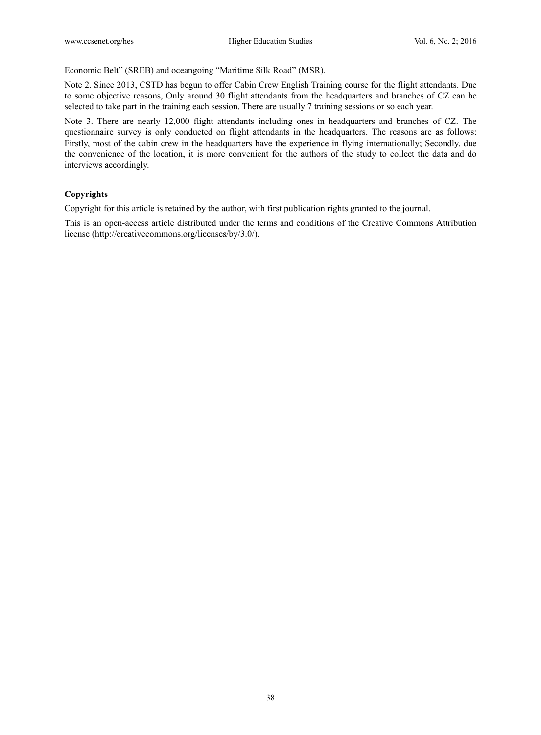Economic Belt" (SREB) and oceangoing "Maritime Silk Road" (MSR).

Note 2. Since 2013, CSTD has begun to offer Cabin Crew English Training course for the flight attendants. Due to some objective reasons, Only around 30 flight attendants from the headquarters and branches of CZ can be selected to take part in the training each session. There are usually 7 training sessions or so each year.

Note 3. There are nearly 12,000 flight attendants including ones in headquarters and branches of CZ. The questionnaire survey is only conducted on flight attendants in the headquarters. The reasons are as follows: Firstly, most of the cabin crew in the headquarters have the experience in flying internationally; Secondly, due the convenience of the location, it is more convenient for the authors of the study to collect the data and do interviews accordingly.

**Copyrights**

Copyright for this article is retained by the author, with first publication rights granted to the journal.

This is an open-access article distributed under the terms and conditions of the Creative Commons Attribution license (http://creativecommons.org/licenses/by/3.0/).